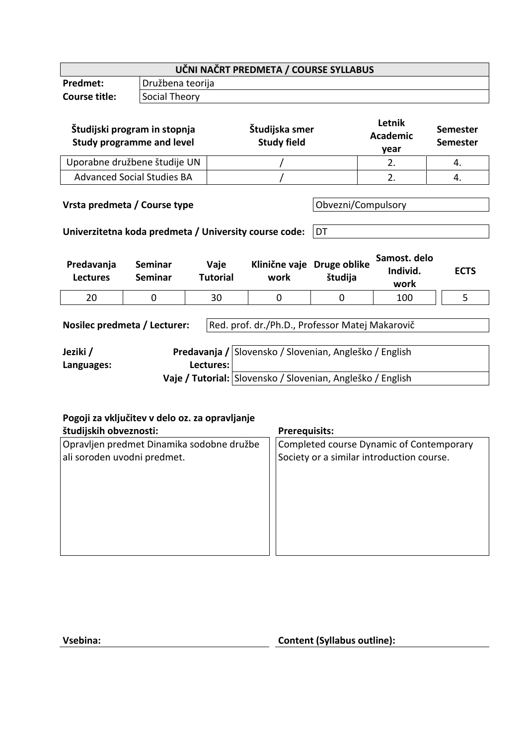# UČNI NAČRT PREDMETA / COURSE SYLLABUS

| | |
|---|---|
| **Predmet:** | Družbena teorija |
| **Course title:** | Social Theory |

| Študijski program in stopnja / Study programme and level | Študijska smer / Study field | Letnik / Academic year | Semester / Semester |
|---|---|---|---|
| Uporabne družbene študije UN | / | 2. | 4. |
| Advanced Social Studies BA | / | 2. | 4. |

**Vrsta predmeta / Course type:** Obvezni/Compulsory

**Univerzitetna koda predmeta / University course code:** DT

| Predavanja / Lectures | Seminar / Seminar | Vaje / Tutorial | Klinične vaje / work | Druge oblike študija | Samost. delo / Individ. work | ECTS |
|---|---|---|---|---|---|---|
| 20 | 0 | 30 | 0 | 0 | 100 | 5 |

**Nosilec predmeta / Lecturer:** Red. prof. dr./Ph.D., Professor Matej Makarovič

| Jeziki / Languages: | |
|---|---|
| **Predavanja / Lectures:** | Slovensko / Slovenian, Angleško / English |
| **Vaje / Tutorial:** | Slovensko / Slovenian, Angleško / English |

| Pogoji za vključitev v delo oz. za opravljanje študijskih obveznosti: | Prerequisits: |
|---|---|
| Opravljen predmet Dinamika sodobne družbe ali soroden uvodni predmet. | Completed course Dynamic of Contemporary Society or a similar introduction course. |

| Vsebina: | Content (Syllabus outline): |
|---|---|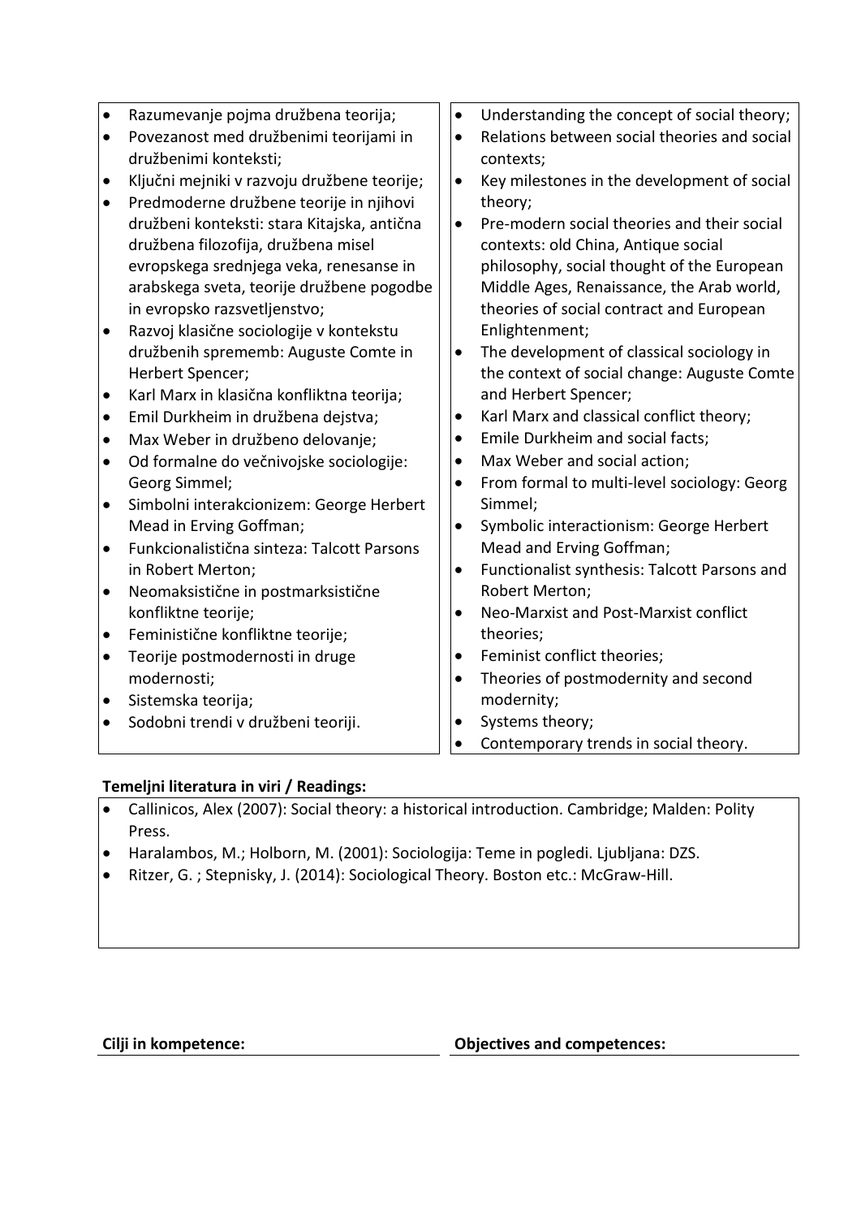| | |
|---|---|
| • Razumevanje pojma družbena teorija;<br>• Povezanost med družbenimi teorijami in družbenimi konteksti;<br>• Ključni mejniki v razvoju družbene teorije;<br>• Predmoderne družbene teorije in njihovi družbeni konteksti: stara Kitajska, antična družbena filozofija, družbena misel evropskega srednjega veka, renesanse in arabskega sveta, teorije družbene pogodbe in evropsko razsvetljenstvo;<br>• Razvoj klasične sociologije v kontekstu družbenih sprememb: Auguste Comte in Herbert Spencer;<br>• Karl Marx in klasična konfliktna teorija;<br>• Emil Durkheim in družbena dejstva;<br>• Max Weber in družbeno delovanje;<br>• Od formalne do večnivojske sociologije: Georg Simmel;<br>• Simbolni interakcionizem: George Herbert Mead in Erving Goffman;<br>• Funkcionalistična sinteza: Talcott Parsons in Robert Merton;<br>• Neomaksistične in postmarksistične konfliktne teorije;<br>• Feministične konfliktne teorije;<br>• Teorije postmodernosti in druge modernosti;<br>• Sistemska teorija;<br>• Sodobni trendi v družbeni teoriji. | • Understanding the concept of social theory;<br>• Relations between social theories and social contexts;<br>• Key milestones in the development of social theory;<br>• Pre-modern social theories and their social contexts: old China, Antique social philosophy, social thought of the European Middle Ages, Renaissance, the Arab world, theories of social contract and European Enlightenment;<br>• The development of classical sociology in the context of social change: Auguste Comte and Herbert Spencer;<br>• Karl Marx and classical conflict theory;<br>• Emile Durkheim and social facts;<br>• Max Weber and social action;<br>• From formal to multi-level sociology: Georg Simmel;<br>• Symbolic interactionism: George Herbert Mead and Erving Goffman;<br>• Functionalist synthesis: Talcott Parsons and Robert Merton;<br>• Neo-Marxist and Post-Marxist conflict theories;<br>• Feminist conflict theories;<br>• Theories of postmodernity and second modernity;<br>• Systems theory;<br>• Contemporary trends in social theory. |

**Temeljni literatura in viri / Readings:**

- Callinicos, Alex (2007): Social theory: a historical introduction. Cambridge; Malden: Polity Press.
- Haralambos, M.; Holborn, M. (2001): Sociologija: Teme in pogledi. Ljubljana: DZS.
- Ritzer, G. ; Stepnisky, J. (2014): Sociological Theory. Boston etc.: McGraw-Hill.

| **Cilji in kompetence:** | **Objectives and competences:** |
|---|---|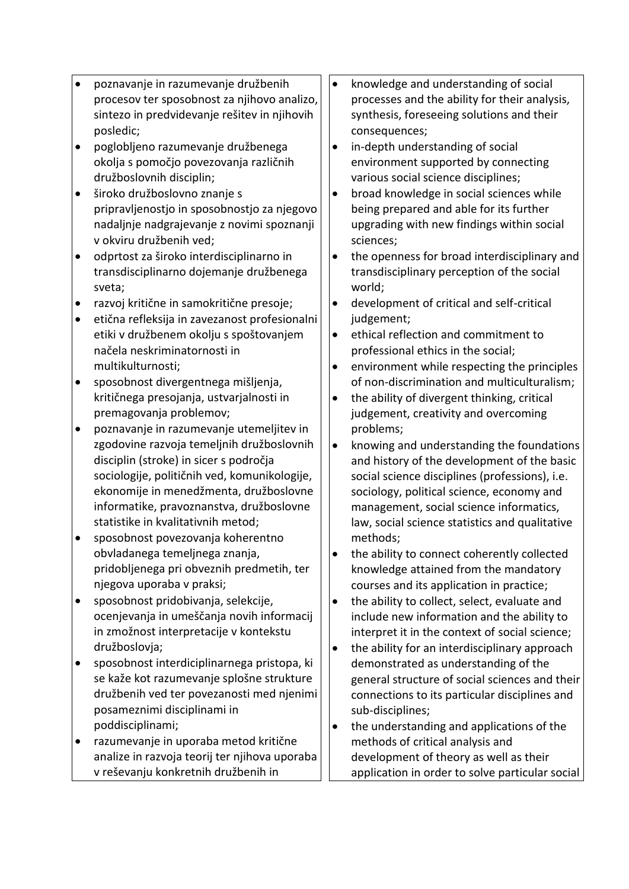| | |
|---|---|
| • poznavanje in razumevanje družbenih procesov ter sposobnost za njihovo analizo, sintezo in predvidevanje rešitev in njihovih posledic;<br>• poglobljeno razumevanje družbenega okolja s pomočjo povezovanja različnih družboslovnih disciplin;<br>• široko družboslovno znanje s pripravljenostjo in sposobnostjo za njegovo nadaljnje nadgrajevanje z novimi spoznanji v okviru družbenih ved;<br>• odprtost za široko interdisciplinarno in transdisciplinarno dojemanje družbenega sveta;<br>• razvoj kritične in samokritične presoje;<br>• etična refleksija in zavezanost profesionalni etiki v družbenem okolju s spoštovanjem načela neskriminatornosti in multikulturnosti;<br>• sposobnost divergentnega mišljenja, kritičnega presojanja, ustvarjalnosti in premagovanja problemov;<br>• poznavanje in razumevanje utemeljitev in zgodovine razvoja temeljnih družboslovnih disciplin (stroke) in sicer s področja sociologije, političnih ved, komunikologije, ekonomije in menedžmenta, družboslovne informatike, pravoznanstva, družboslovne statistike in kvalitativnih metod;<br>• sposobnost povezovanja koherentno obvladanega temeljnega znanja, pridobljenega pri obveznih predmetih, ter njegova uporaba v praksi;<br>• sposobnost pridobivanja, selekcije, ocenjevanja in umeščanja novih informacij in zmožnost interpretacije v kontekstu družboslovja;<br>• sposobnost interdiciplinarnega pristopa, ki se kaže kot razumevanje splošne strukture družbenih ved ter povezanosti med njenimi posameznimi disciplinami in poddisciplinami;<br>• razumevanje in uporaba metod kritične analize in razvoja teorij ter njihova uporaba v reševanju konkretnih družbenih in | • knowledge and understanding of social processes and the ability for their analysis, synthesis, foreseeing solutions and their consequences;<br>• in-depth understanding of social environment supported by connecting various social science disciplines;<br>• broad knowledge in social sciences while being prepared and able for its further upgrading with new findings within social sciences;<br>• the openness for broad interdisciplinary and transdisciplinary perception of the social world;<br>• development of critical and self-critical judgement;<br>• ethical reflection and commitment to professional ethics in the social;<br>• environment while respecting the principles of non-discrimination and multiculturalism;<br>• the ability of divergent thinking, critical judgement, creativity and overcoming problems;<br>• knowing and understanding the foundations and history of the development of the basic social science disciplines (professions), i.e. sociology, political science, economy and management, social science informatics, law, social science statistics and qualitative methods;<br>• the ability to connect coherently collected knowledge attained from the mandatory courses and its application in practice;<br>• the ability to collect, select, evaluate and include new information and the ability to interpret it in the context of social science;<br>• the ability for an interdisciplinary approach demonstrated as understanding of the general structure of social sciences and their connections to its particular disciplines and sub-disciplines;<br>• the understanding and applications of the methods of critical analysis and development of theory as well as their application in order to solve particular social |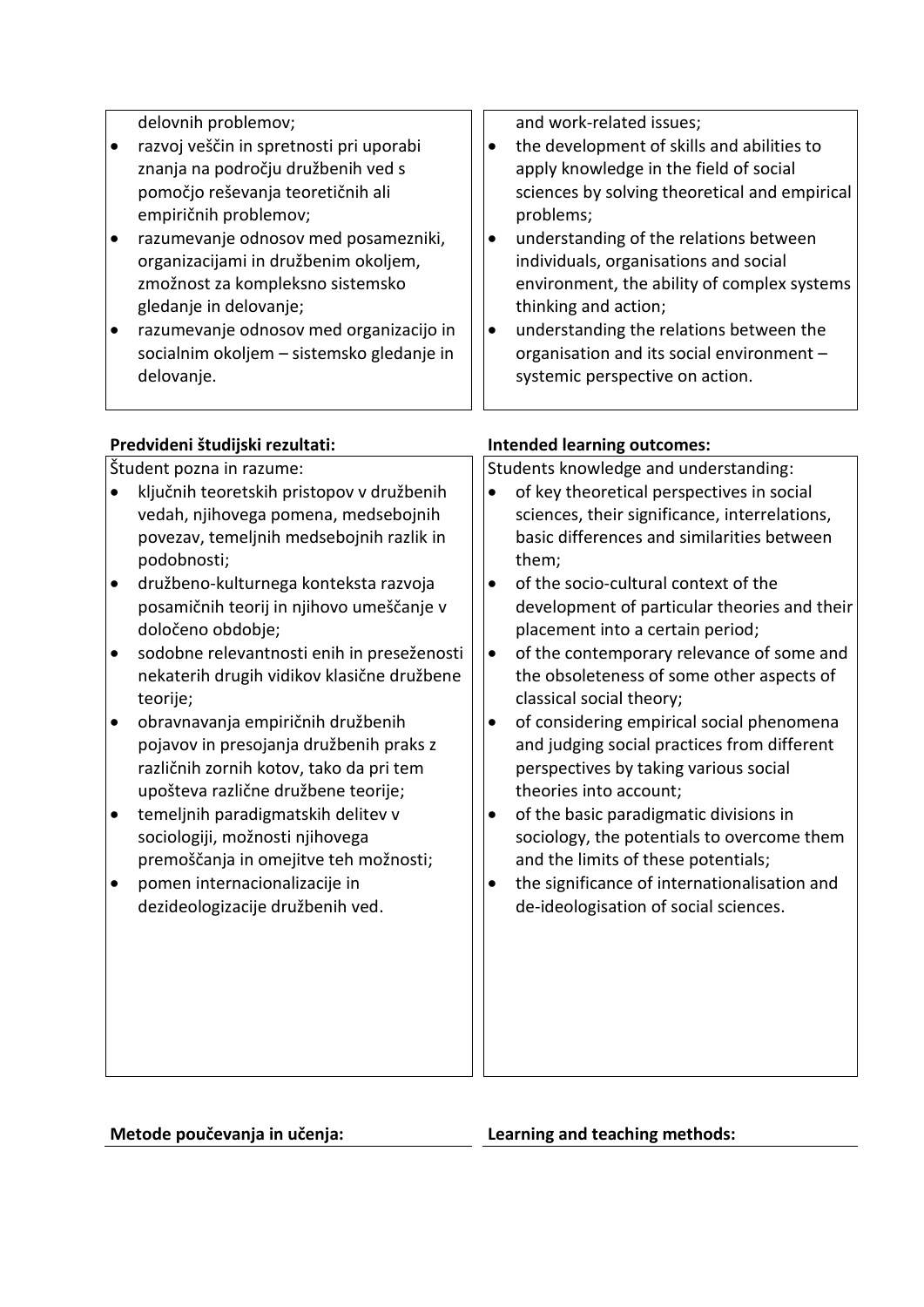| | |
|---|---|
| delovnih problemov;<br>• razvoj veščin in spretnosti pri uporabi znanja na področju družbenih ved s pomočjo reševanja teoretičnih ali empiričnih problemov;<br>• razumevanje odnosov med posamezniki, organizacijami in družbenim okoljem, zmožnost za kompleksno sistemsko gledanje in delovanje;<br>• razumevanje odnosov med organizacijo in socialnim okoljem – sistemsko gledanje in delovanje. | and work-related issues;<br>• the development of skills and abilities to apply knowledge in the field of social sciences by solving theoretical and empirical problems;<br>• understanding of the relations between individuals, organisations and social environment, the ability of complex systems thinking and action;<br>• understanding the relations between the organisation and its social environment – systemic perspective on action. |

| **Predvideni študijski rezultati:** | **Intended learning outcomes:** |
|---|---|
| Študent pozna in razume:<br>• ključnih teoretskih pristopov v družbenih vedah, njihovega pomena, medsebojnih povezav, temeljnih medsebojnih razlik in podobnosti;<br>• družbeno-kulturnega konteksta razvoja posamičnih teorij in njihovo umeščanje v določeno obdobje;<br>• sodobne relevantnosti enih in preseženosti nekaterih drugih vidikov klasične družbene teorije;<br>• obravnavanja empiričnih družbenih pojavov in presojanja družbenih praks z različnih zornih kotov, tako da pri tem upošteva različne družbene teorije;<br>• temeljnih paradigmatskih delitev v sociologiji, možnosti njihovega premoščanja in omejitve teh možnosti;<br>• pomen internacionalizacije in dezideologizacije družbenih ved. | Students knowledge and understanding:<br>• of key theoretical perspectives in social sciences, their significance, interrelations, basic differences and similarities between them;<br>• of the socio-cultural context of the development of particular theories and their placement into a certain period;<br>• of the contemporary relevance of some and the obsoleteness of some other aspects of classical social theory;<br>• of considering empirical social phenomena and judging social practices from different perspectives by taking various social theories into account;<br>• of the basic paradigmatic divisions in sociology, the potentials to overcome them and the limits of these potentials;<br>• the significance of internationalisation and de-ideologisation of social sciences. |

| **Metode poučevanja in učenja:** | **Learning and teaching methods:** |
|---|---|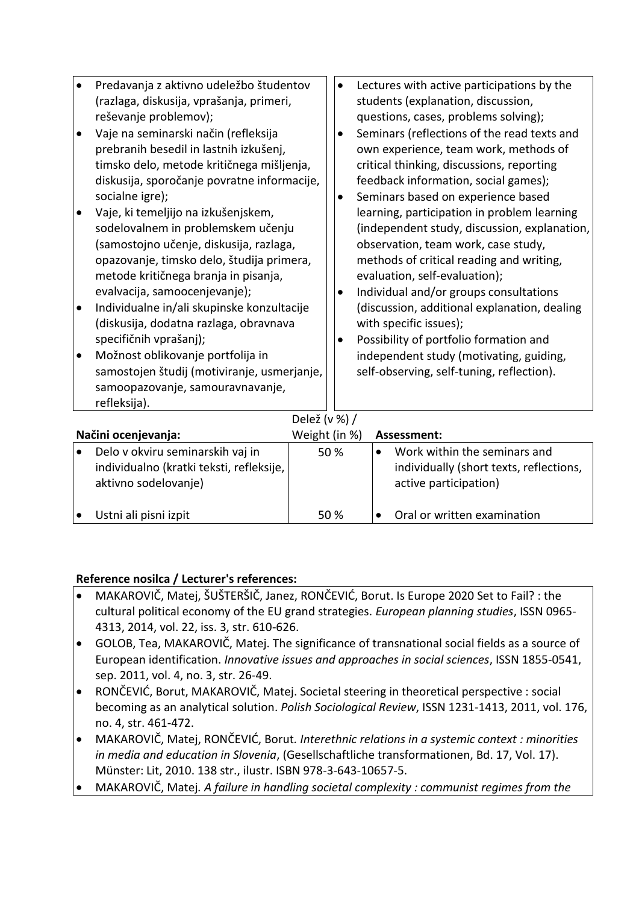| | |
|---|---|
| • Predavanja z aktivno udeležbo študentov (razlaga, diskusija, vprašanja, primeri, reševanje problemov);<br>• Vaje na seminarski način (refleksija prebranih besedil in lastnih izkušenj, timsko delo, metode kritičnega mišljenja, diskusija, sporočanje povratne informacije, socialne igre);<br>• Vaje, ki temeljijo na izkušenjskem, sodelovalnem in problemskem učenju (samostojno učenje, diskusija, razlaga, opazovanje, timsko delo, študija primera, metode kritičnega branja in pisanja, evalvacija, samoocenjevanje);<br>• Individualne in/ali skupinske konzultacije (diskusija, dodatna razlaga, obravnava specifičnih vprašanj);<br>• Možnost oblikovanje portfolija in samostojen študij (motiviranje, usmerjanje, samoopazovanje, samouravnavanje, refleksija). | • Lectures with active participations by the students (explanation, discussion, questions, cases, problems solving);<br>• Seminars (reflections of the read texts and own experience, team work, methods of critical thinking, discussions, reporting feedback information, social games);<br>• Seminars based on experience based learning, participation in problem learning (independent study, discussion, explanation, observation, team work, case study, methods of critical reading and writing, evaluation, self-evaluation);<br>• Individual and/or groups consultations (discussion, additional explanation, dealing with specific issues);<br>• Possibility of portfolio formation and independent study (motivating, guiding, self-observing, self-tuning, reflection). |

| **Načini ocenjevanja:** | Delež (v %) / Weight (in %) | **Assessment:** |
|---|---|---|
| • Delo v okviru seminarskih vaj in individualno (kratki teksti, refleksije, aktivno sodelovanje) | 50 % | • Work within the seminars and individually (short texts, reflections, active participation) |
| • Ustni ali pisni izpit | 50 % | • Oral or written examination |

**Reference nosilca / Lecturer's references:**

- MAKAROVIČ, Matej, ŠUŠTERŠIČ, Janez, RONČEVIĆ, Borut. Is Europe 2020 Set to Fail? : the cultural political economy of the EU grand strategies. *European planning studies*, ISSN 0965-4313, 2014, vol. 22, iss. 3, str. 610-626.
- GOLOB, Tea, MAKAROVIČ, Matej. The significance of transnational social fields as a source of European identification. *Innovative issues and approaches in social sciences*, ISSN 1855-0541, sep. 2011, vol. 4, no. 3, str. 26-49.
- RONČEVIĆ, Borut, MAKAROVIČ, Matej. Societal steering in theoretical perspective : social becoming as an analytical solution. *Polish Sociological Review*, ISSN 1231-1413, 2011, vol. 176, no. 4, str. 461-472.
- MAKAROVIČ, Matej, RONČEVIĆ, Borut. *Interethnic relations in a systemic context : minorities in media and education in Slovenia*, (Gesellschaftliche transformationen, Bd. 17, Vol. 17). Münster: Lit, 2010. 138 str., ilustr. ISBN 978-3-643-10657-5.
- MAKAROVIČ, Matej. *A failure in handling societal complexity : communist regimes from the*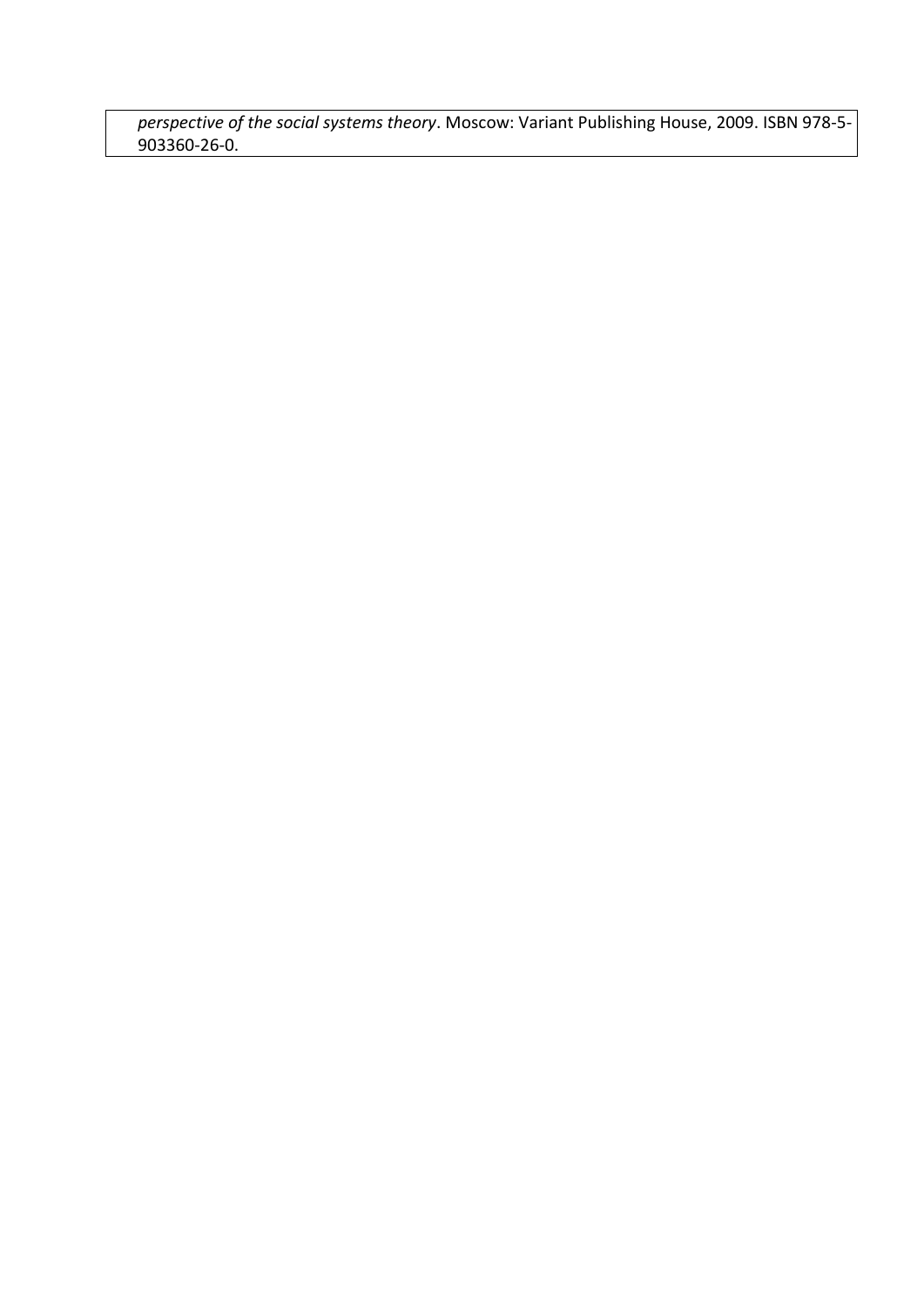*perspective of the social systems theory*. Moscow: Variant Publishing House, 2009. ISBN 978-5-903360-26-0.